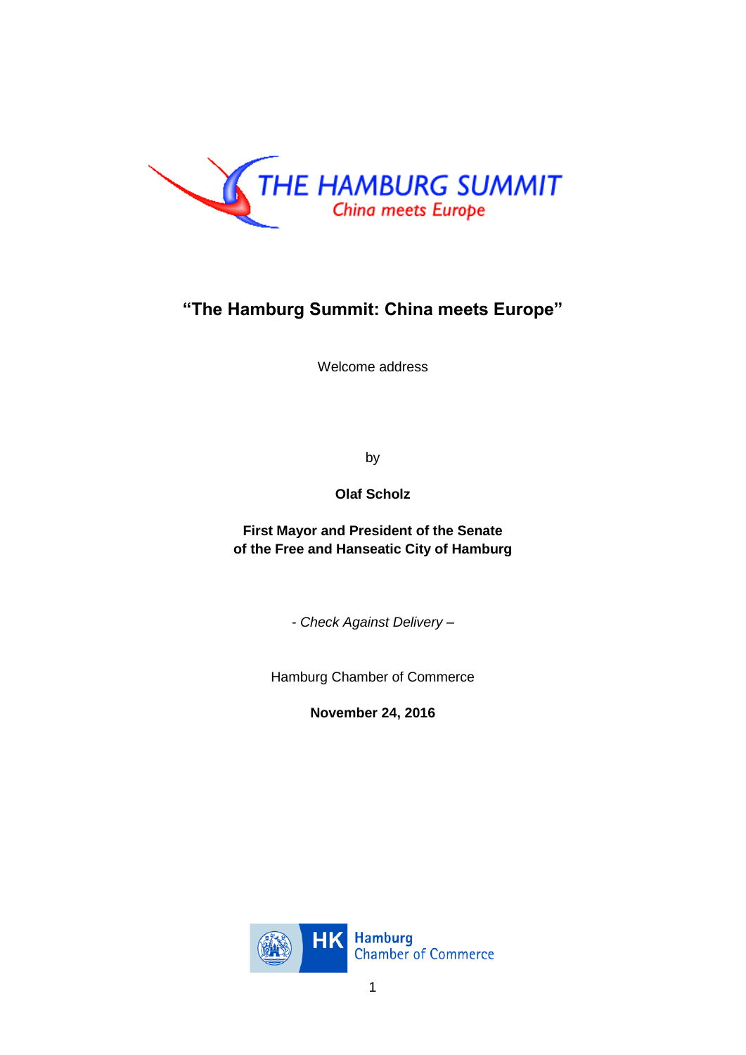THE HAMBURG SUMMIT

China meets Europe

# "The Hamburg Summit: China meets Europe"

Welcome address

by

**Olaf Scholz**

**First Mayor and President of the Senate**
**of the Free and Hanseatic City of Hamburg**

*- Check Against Delivery –*

Hamburg Chamber of Commerce

**November 24, 2016**

HK Hamburg Chamber of Commerce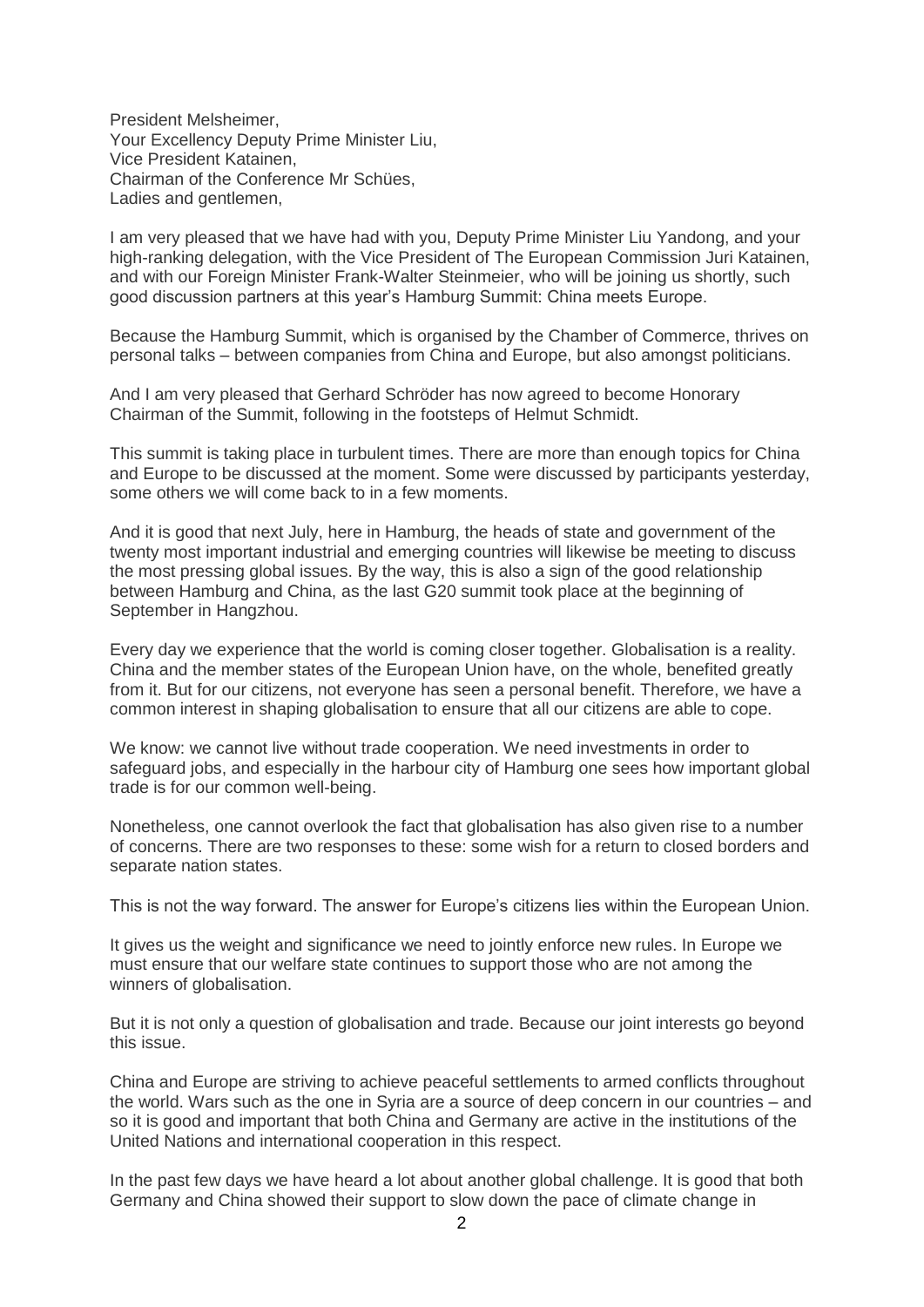President Melsheimer,
Your Excellency Deputy Prime Minister Liu,
Vice President Katainen,
Chairman of the Conference Mr Schües,
Ladies and gentlemen,

I am very pleased that we have had with you, Deputy Prime Minister Liu Yandong, and your high-ranking delegation, with the Vice President of The European Commission Juri Katainen, and with our Foreign Minister Frank-Walter Steinmeier, who will be joining us shortly, such good discussion partners at this year's Hamburg Summit: China meets Europe.

Because the Hamburg Summit, which is organised by the Chamber of Commerce, thrives on personal talks – between companies from China and Europe, but also amongst politicians.

And I am very pleased that Gerhard Schröder has now agreed to become Honorary Chairman of the Summit, following in the footsteps of Helmut Schmidt.

This summit is taking place in turbulent times. There are more than enough topics for China and Europe to be discussed at the moment. Some were discussed by participants yesterday, some others we will come back to in a few moments.

And it is good that next July, here in Hamburg, the heads of state and government of the twenty most important industrial and emerging countries will likewise be meeting to discuss the most pressing global issues. By the way, this is also a sign of the good relationship between Hamburg and China, as the last G20 summit took place at the beginning of September in Hangzhou.

Every day we experience that the world is coming closer together. Globalisation is a reality. China and the member states of the European Union have, on the whole, benefited greatly from it. But for our citizens, not everyone has seen a personal benefit. Therefore, we have a common interest in shaping globalisation to ensure that all our citizens are able to cope.

We know: we cannot live without trade cooperation. We need investments in order to safeguard jobs, and especially in the harbour city of Hamburg one sees how important global trade is for our common well-being.

Nonetheless, one cannot overlook the fact that globalisation has also given rise to a number of concerns. There are two responses to these: some wish for a return to closed borders and separate nation states.

This is not the way forward. The answer for Europe's citizens lies within the European Union.

It gives us the weight and significance we need to jointly enforce new rules. In Europe we must ensure that our welfare state continues to support those who are not among the winners of globalisation.

But it is not only a question of globalisation and trade. Because our joint interests go beyond this issue.

China and Europe are striving to achieve peaceful settlements to armed conflicts throughout the world. Wars such as the one in Syria are a source of deep concern in our countries – and so it is good and important that both China and Germany are active in the institutions of the United Nations and international cooperation in this respect.

In the past few days we have heard a lot about another global challenge. It is good that both Germany and China showed their support to slow down the pace of climate change in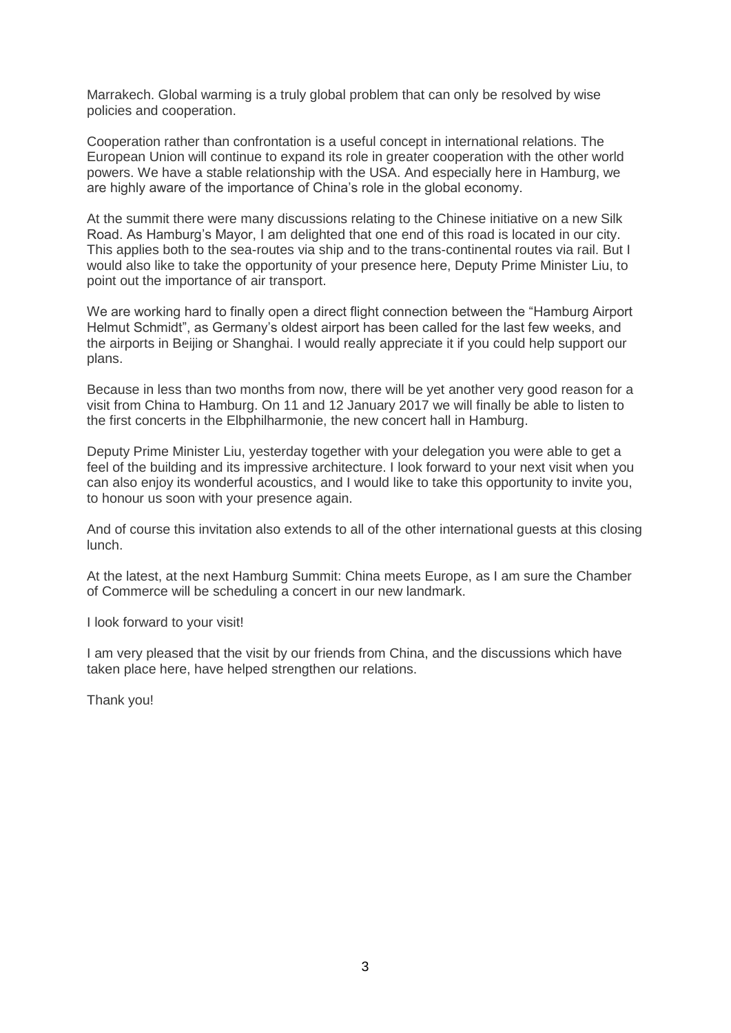Marrakech. Global warming is a truly global problem that can only be resolved by wise policies and cooperation.

Cooperation rather than confrontation is a useful concept in international relations. The European Union will continue to expand its role in greater cooperation with the other world powers. We have a stable relationship with the USA. And especially here in Hamburg, we are highly aware of the importance of China's role in the global economy.

At the summit there were many discussions relating to the Chinese initiative on a new Silk Road. As Hamburg's Mayor, I am delighted that one end of this road is located in our city. This applies both to the sea-routes via ship and to the trans-continental routes via rail. But I would also like to take the opportunity of your presence here, Deputy Prime Minister Liu, to point out the importance of air transport.

We are working hard to finally open a direct flight connection between the "Hamburg Airport Helmut Schmidt", as Germany's oldest airport has been called for the last few weeks, and the airports in Beijing or Shanghai. I would really appreciate it if you could help support our plans.

Because in less than two months from now, there will be yet another very good reason for a visit from China to Hamburg. On 11 and 12 January 2017 we will finally be able to listen to the first concerts in the Elbphilharmonie, the new concert hall in Hamburg.

Deputy Prime Minister Liu, yesterday together with your delegation you were able to get a feel of the building and its impressive architecture. I look forward to your next visit when you can also enjoy its wonderful acoustics, and I would like to take this opportunity to invite you, to honour us soon with your presence again.

And of course this invitation also extends to all of the other international guests at this closing lunch.

At the latest, at the next Hamburg Summit: China meets Europe, as I am sure the Chamber of Commerce will be scheduling a concert in our new landmark.

I look forward to your visit!

I am very pleased that the visit by our friends from China, and the discussions which have taken place here, have helped strengthen our relations.

Thank you!